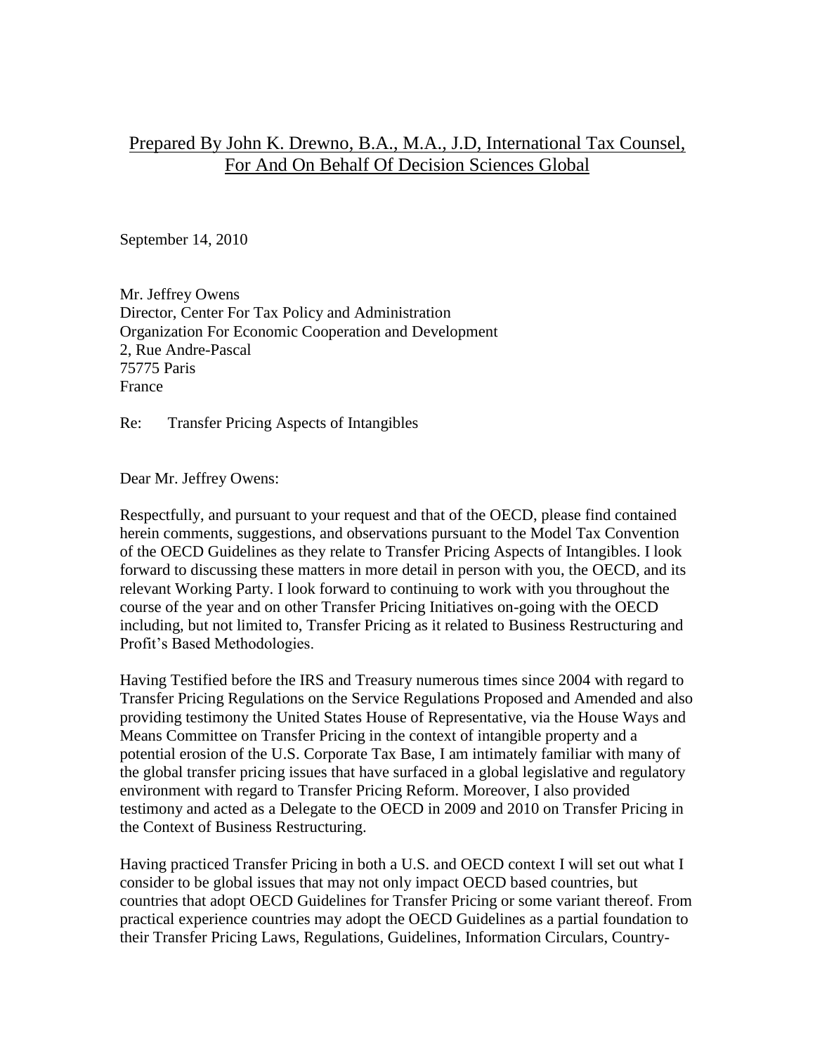<u>Prepared By John K. Drewno, B.A., M.A., J.D, International Tax Counsel, For And On Behalf Of Decision Sciences Global</u>

September 14, 2010

Mr. Jeffrey Owens
Director, Center For Tax Policy and Administration
Organization For Economic Cooperation and Development
2, Rue Andre-Pascal
75775 Paris
France

Re: Transfer Pricing Aspects of Intangibles

Dear Mr. Jeffrey Owens:

Respectfully, and pursuant to your request and that of the OECD, please find contained herein comments, suggestions, and observations pursuant to the Model Tax Convention of the OECD Guidelines as they relate to Transfer Pricing Aspects of Intangibles. I look forward to discussing these matters in more detail in person with you, the OECD, and its relevant Working Party. I look forward to continuing to work with you throughout the course of the year and on other Transfer Pricing Initiatives on-going with the OECD including, but not limited to, Transfer Pricing as it related to Business Restructuring and Profit's Based Methodologies.

Having Testified before the IRS and Treasury numerous times since 2004 with regard to Transfer Pricing Regulations on the Service Regulations Proposed and Amended and also providing testimony the United States House of Representative, via the House Ways and Means Committee on Transfer Pricing in the context of intangible property and a potential erosion of the U.S. Corporate Tax Base, I am intimately familiar with many of the global transfer pricing issues that have surfaced in a global legislative and regulatory environment with regard to Transfer Pricing Reform. Moreover, I also provided testimony and acted as a Delegate to the OECD in 2009 and 2010 on Transfer Pricing in the Context of Business Restructuring.

Having practiced Transfer Pricing in both a U.S. and OECD context I will set out what I consider to be global issues that may not only impact OECD based countries, but countries that adopt OECD Guidelines for Transfer Pricing or some variant thereof. From practical experience countries may adopt the OECD Guidelines as a partial foundation to their Transfer Pricing Laws, Regulations, Guidelines, Information Circulars, Country-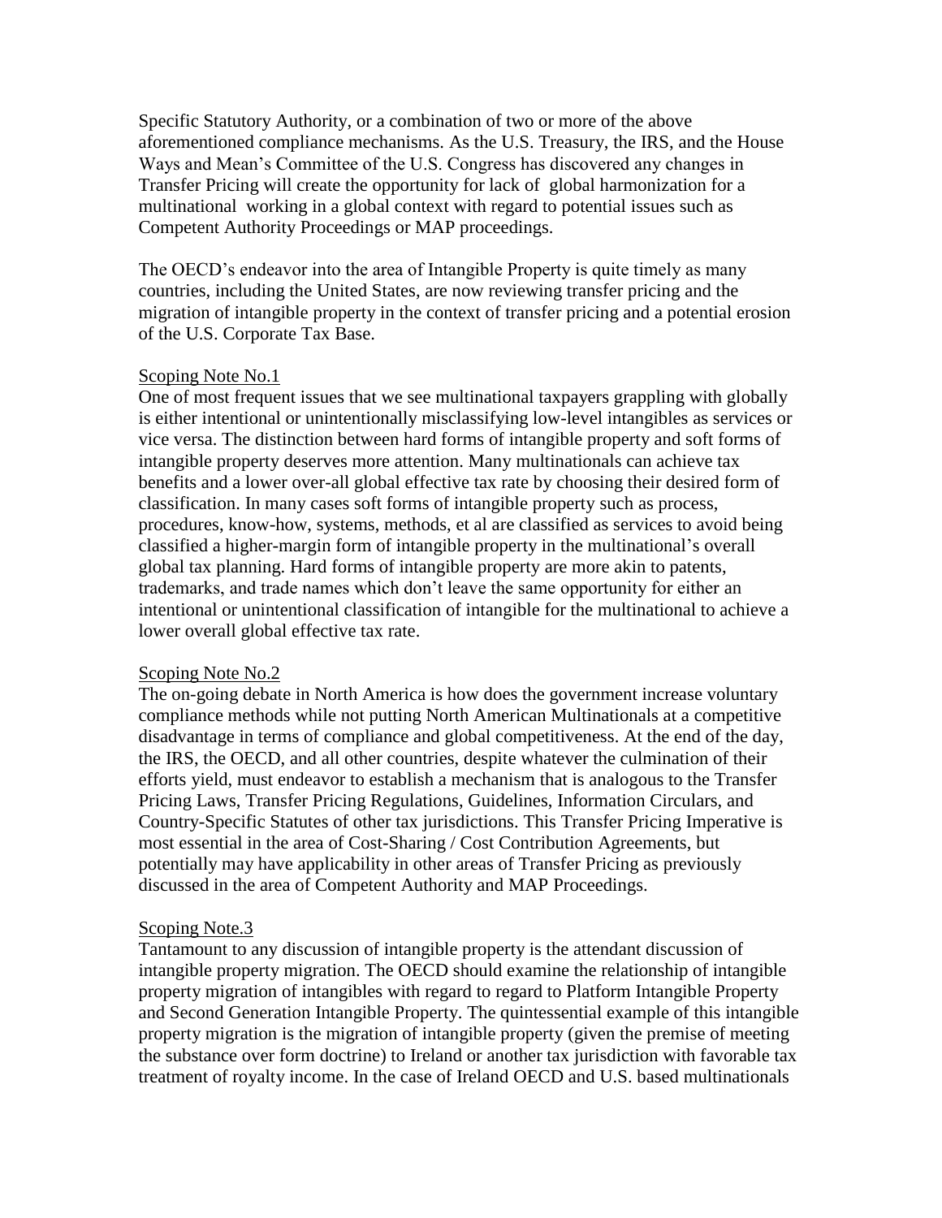Specific Statutory Authority, or a combination of two or more of the above aforementioned compliance mechanisms. As the U.S. Treasury, the IRS, and the House Ways and Mean's Committee of the U.S. Congress has discovered any changes in Transfer Pricing will create the opportunity for lack of global harmonization for a multinational working in a global context with regard to potential issues such as Competent Authority Proceedings or MAP proceedings.

The OECD's endeavor into the area of Intangible Property is quite timely as many countries, including the United States, are now reviewing transfer pricing and the migration of intangible property in the context of transfer pricing and a potential erosion of the U.S. Corporate Tax Base.

Scoping Note No.1

One of most frequent issues that we see multinational taxpayers grappling with globally is either intentional or unintentionally misclassifying low-level intangibles as services or vice versa. The distinction between hard forms of intangible property and soft forms of intangible property deserves more attention. Many multinationals can achieve tax benefits and a lower over-all global effective tax rate by choosing their desired form of classification. In many cases soft forms of intangible property such as process, procedures, know-how, systems, methods, et al are classified as services to avoid being classified a higher-margin form of intangible property in the multinational's overall global tax planning. Hard forms of intangible property are more akin to patents, trademarks, and trade names which don't leave the same opportunity for either an intentional or unintentional classification of intangible for the multinational to achieve a lower overall global effective tax rate.

Scoping Note No.2

The on-going debate in North America is how does the government increase voluntary compliance methods while not putting North American Multinationals at a competitive disadvantage in terms of compliance and global competitiveness. At the end of the day, the IRS, the OECD, and all other countries, despite whatever the culmination of their efforts yield, must endeavor to establish a mechanism that is analogous to the Transfer Pricing Laws, Transfer Pricing Regulations, Guidelines, Information Circulars, and Country-Specific Statutes of other tax jurisdictions. This Transfer Pricing Imperative is most essential in the area of Cost-Sharing / Cost Contribution Agreements, but potentially may have applicability in other areas of Transfer Pricing as previously discussed in the area of Competent Authority and MAP Proceedings.

Scoping Note.3

Tantamount to any discussion of intangible property is the attendant discussion of intangible property migration. The OECD should examine the relationship of intangible property migration of intangibles with regard to regard to Platform Intangible Property and Second Generation Intangible Property. The quintessential example of this intangible property migration is the migration of intangible property (given the premise of meeting the substance over form doctrine) to Ireland or another tax jurisdiction with favorable tax treatment of royalty income. In the case of Ireland OECD and U.S. based multinationals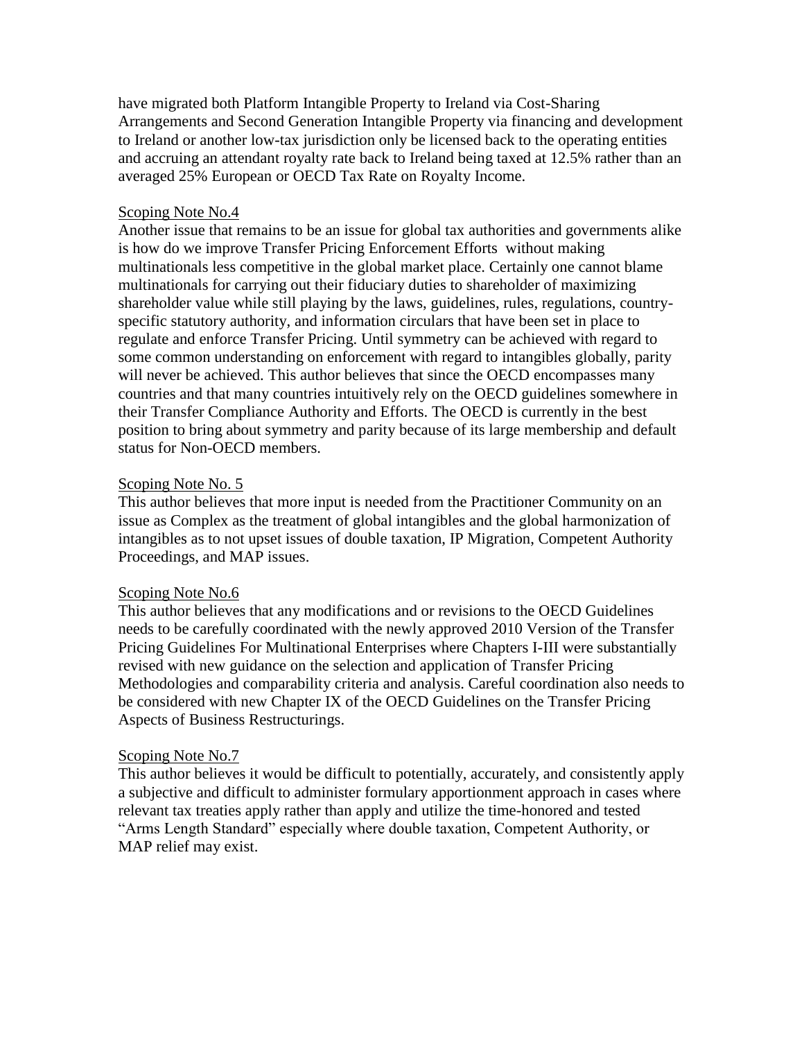have migrated both Platform Intangible Property to Ireland via Cost-Sharing Arrangements and Second Generation Intangible Property via financing and development to Ireland or another low-tax jurisdiction only be licensed back to the operating entities and accruing an attendant royalty rate back to Ireland being taxed at 12.5% rather than an averaged 25% European or OECD Tax Rate on Royalty Income.

<u>Scoping Note No.4</u>

Another issue that remains to be an issue for global tax authorities and governments alike is how do we improve Transfer Pricing Enforcement Efforts without making multinationals less competitive in the global market place. Certainly one cannot blame multinationals for carrying out their fiduciary duties to shareholder of maximizing shareholder value while still playing by the laws, guidelines, rules, regulations, country-specific statutory authority, and information circulars that have been set in place to regulate and enforce Transfer Pricing. Until symmetry can be achieved with regard to some common understanding on enforcement with regard to intangibles globally, parity will never be achieved. This author believes that since the OECD encompasses many countries and that many countries intuitively rely on the OECD guidelines somewhere in their Transfer Compliance Authority and Efforts. The OECD is currently in the best position to bring about symmetry and parity because of its large membership and default status for Non-OECD members.

<u>Scoping Note No. 5</u>

This author believes that more input is needed from the Practitioner Community on an issue as Complex as the treatment of global intangibles and the global harmonization of intangibles as to not upset issues of double taxation, IP Migration, Competent Authority Proceedings, and MAP issues.

<u>Scoping Note No.6</u>

This author believes that any modifications and or revisions to the OECD Guidelines needs to be carefully coordinated with the newly approved 2010 Version of the Transfer Pricing Guidelines For Multinational Enterprises where Chapters I-III were substantially revised with new guidance on the selection and application of Transfer Pricing Methodologies and comparability criteria and analysis. Careful coordination also needs to be considered with new Chapter IX of the OECD Guidelines on the Transfer Pricing Aspects of Business Restructurings.

<u>Scoping Note No.7</u>

This author believes it would be difficult to potentially, accurately, and consistently apply a subjective and difficult to administer formulary apportionment approach in cases where relevant tax treaties apply rather than apply and utilize the time-honored and tested "Arms Length Standard" especially where double taxation, Competent Authority, or MAP relief may exist.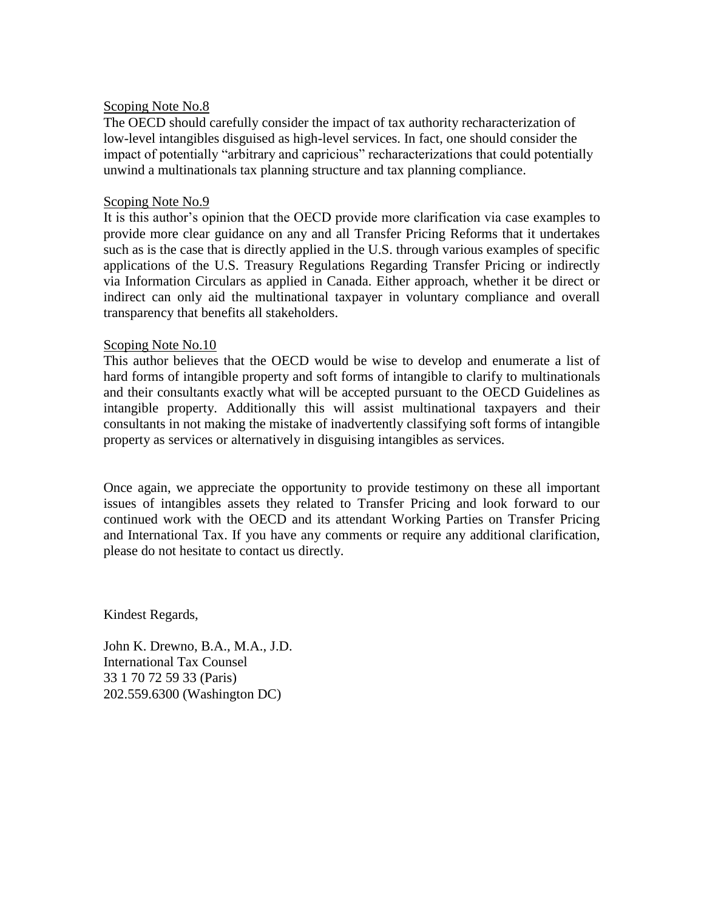Scoping Note No.8

The OECD should carefully consider the impact of tax authority recharacterization of low-level intangibles disguised as high-level services. In fact, one should consider the impact of potentially "arbitrary and capricious" recharacterizations that could potentially unwind a multinationals tax planning structure and tax planning compliance.

Scoping Note No.9

It is this author's opinion that the OECD provide more clarification via case examples to provide more clear guidance on any and all Transfer Pricing Reforms that it undertakes such as is the case that is directly applied in the U.S. through various examples of specific applications of the U.S. Treasury Regulations Regarding Transfer Pricing or indirectly via Information Circulars as applied in Canada. Either approach, whether it be direct or indirect can only aid the multinational taxpayer in voluntary compliance and overall transparency that benefits all stakeholders.

Scoping Note No.10

This author believes that the OECD would be wise to develop and enumerate a list of hard forms of intangible property and soft forms of intangible to clarify to multinationals and their consultants exactly what will be accepted pursuant to the OECD Guidelines as intangible property. Additionally this will assist multinational taxpayers and their consultants in not making the mistake of inadvertently classifying soft forms of intangible property as services or alternatively in disguising intangibles as services.

Once again, we appreciate the opportunity to provide testimony on these all important issues of intangibles assets they related to Transfer Pricing and look forward to our continued work with the OECD and its attendant Working Parties on Transfer Pricing and International Tax. If you have any comments or require any additional clarification, please do not hesitate to contact us directly.

Kindest Regards,

John K. Drewno, B.A., M.A., J.D.
International Tax Counsel
33 1 70 72 59 33 (Paris)
202.559.6300 (Washington DC)